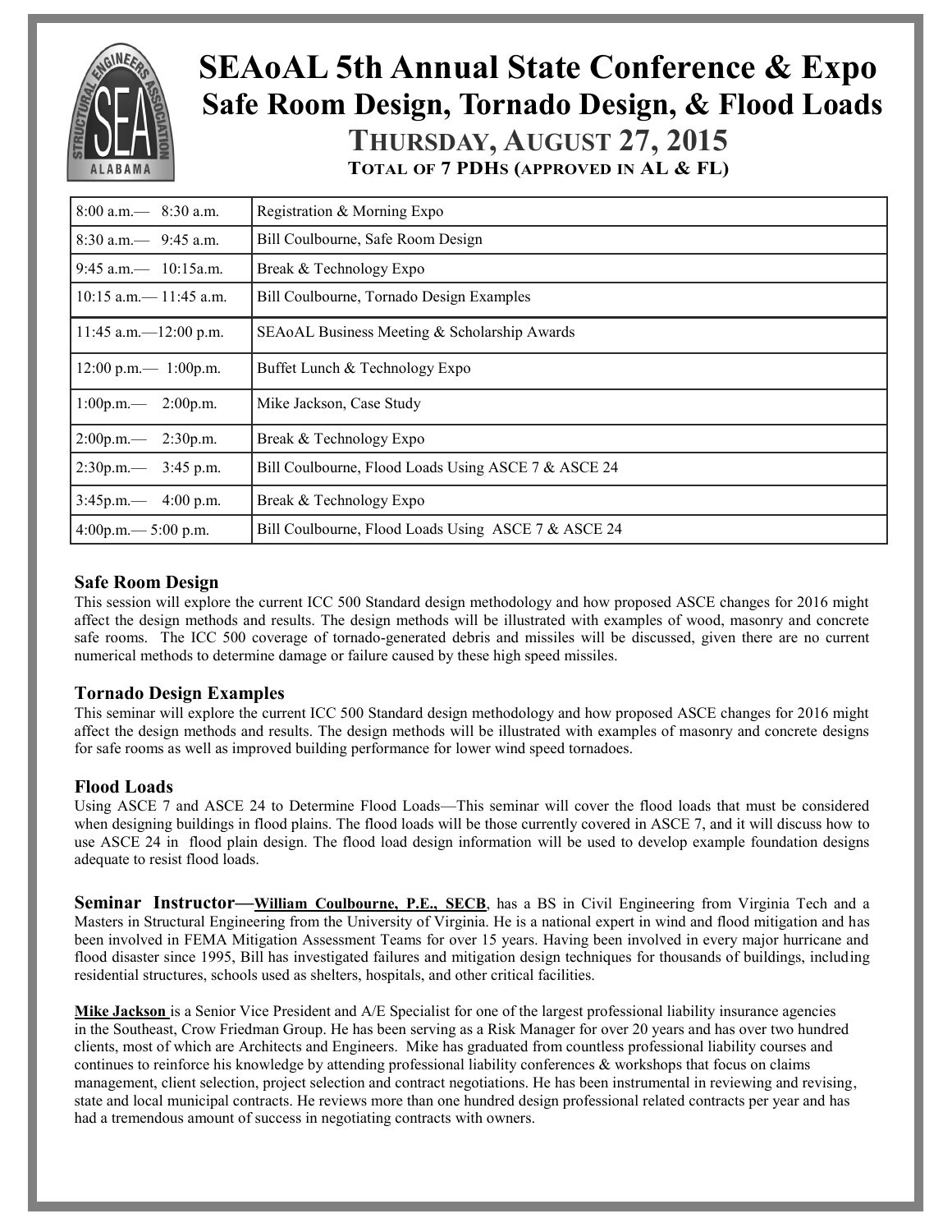# SEAoAL 5th Annual State Conference & Expo

## Safe Room Design, Tornado Design, & Flood Loads

### THURSDAY, AUGUST 27, 2015

**TOTAL OF 7 PDHs (APPROVED IN AL & FL)**

| | |
|---|---|
| 8:00 a.m.— 8:30 a.m. | Registration & Morning Expo |
| 8:30 a.m.— 9:45 a.m. | Bill Coulbourne, Safe Room Design |
| 9:45 a.m.— 10:15a.m. | Break & Technology Expo |
| 10:15 a.m.— 11:45 a.m. | Bill Coulbourne, Tornado Design Examples |
| 11:45 a.m.—12:00 p.m. | SEAoAL Business Meeting & Scholarship Awards |
| 12:00 p.m.— 1:00p.m. | Buffet Lunch & Technology Expo |
| 1:00p.m.— 2:00p.m. | Mike Jackson, Case Study |
| 2:00p.m.— 2:30p.m. | Break & Technology Expo |
| 2:30p.m.— 3:45 p.m. | Bill Coulbourne, Flood Loads Using ASCE 7 & ASCE 24 |
| 3:45p.m.— 4:00 p.m. | Break & Technology Expo |
| 4:00p.m.— 5:00 p.m. | Bill Coulbourne, Flood Loads Using ASCE 7 & ASCE 24 |

### Safe Room Design

This session will explore the current ICC 500 Standard design methodology and how proposed ASCE changes for 2016 might affect the design methods and results. The design methods will be illustrated with examples of wood, masonry and concrete safe rooms. The ICC 500 coverage of tornado-generated debris and missiles will be discussed, given there are no current numerical methods to determine damage or failure caused by these high speed missiles.

### Tornado Design Examples

This seminar will explore the current ICC 500 Standard design methodology and how proposed ASCE changes for 2016 might affect the design methods and results. The design methods will be illustrated with examples of masonry and concrete designs for safe rooms as well as improved building performance for lower wind speed tornadoes.

### Flood Loads

Using ASCE 7 and ASCE 24 to Determine Flood Loads—This seminar will cover the flood loads that must be considered when designing buildings in flood plains. The flood loads will be those currently covered in ASCE 7, and it will discuss how to use ASCE 24 in flood plain design. The flood load design information will be used to develop example foundation designs adequate to resist flood loads.

**Seminar Instructor—<u>William Coulbourne, P.E., SECB</u>**, has a BS in Civil Engineering from Virginia Tech and a Masters in Structural Engineering from the University of Virginia. He is a national expert in wind and flood mitigation and has been involved in FEMA Mitigation Assessment Teams for over 15 years. Having been involved in every major hurricane and flood disaster since 1995, Bill has investigated failures and mitigation design techniques for thousands of buildings, including residential structures, schools used as shelters, hospitals, and other critical facilities.

**<u>Mike Jackson</u>** is a Senior Vice President and A/E Specialist for one of the largest professional liability insurance agencies in the Southeast, Crow Friedman Group. He has been serving as a Risk Manager for over 20 years and has over two hundred clients, most of which are Architects and Engineers. Mike has graduated from countless professional liability courses and continues to reinforce his knowledge by attending professional liability conferences & workshops that focus on claims management, client selection, project selection and contract negotiations. He has been instrumental in reviewing and revising, state and local municipal contracts. He reviews more than one hundred design professional related contracts per year and has had a tremendous amount of success in negotiating contracts with owners.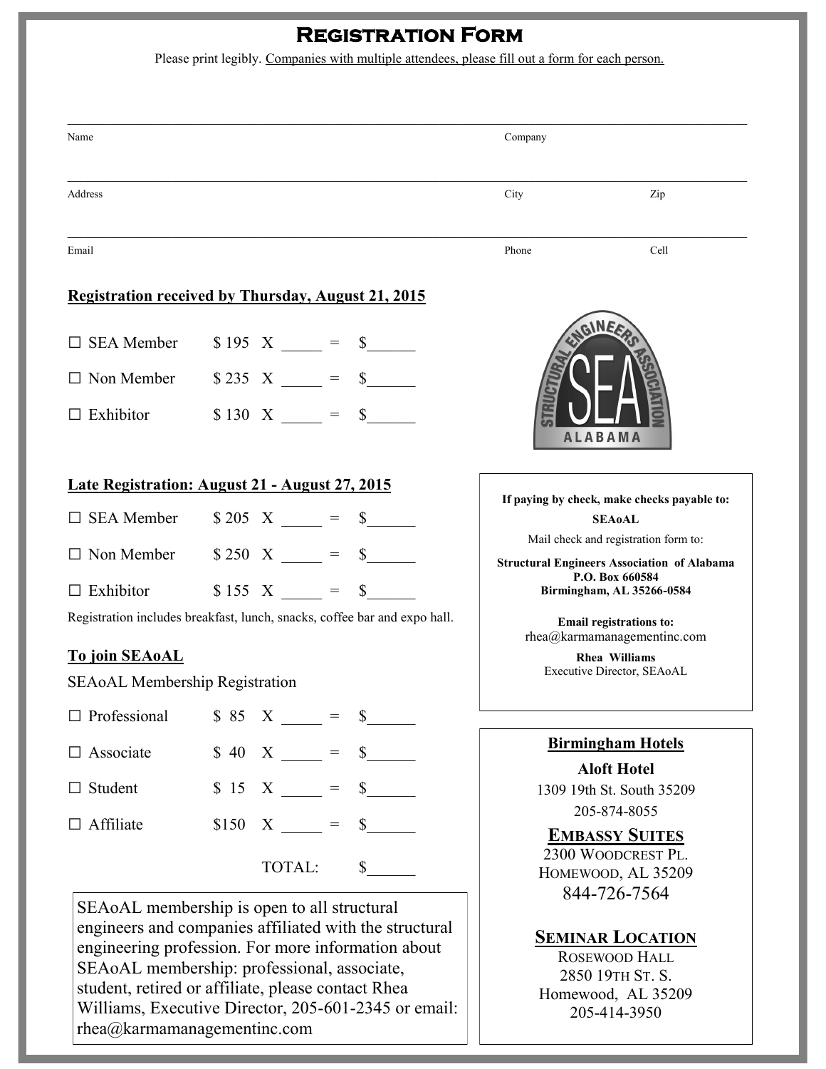# Registration Form

Please print legibly. Companies with multiple attendees, please fill out a form for each person.

Name ____________________ Company ____________________

Address ____________________ City __________ Zip __________

Email ____________________ Phone __________ Cell __________

**Registration received by Thursday, August 21, 2015**

| | | | | | |
|---|---|---|---|---|---|
| ☐ SEA Member | $ 195 | X _____ | = | $______ |
| ☐ Non Member | $ 235 | X _____ | = | $______ |
| ☐ Exhibitor | $ 130 | X _____ | = | $______ |

STRUCTURAL ENGINEERS ASSOCIATION SEA ALABAMA

**Late Registration: August 21 - August 27, 2015**

| | | | | |
|---|---|---|---|---|
| ☐ SEA Member | $ 205 | X _____ | = | $______ |
| ☐ Non Member | $ 250 | X _____ | = | $______ |
| ☐ Exhibitor | $ 155 | X _____ | = | $______ |

Registration includes breakfast, lunch, snacks, coffee bar and expo hall.

**To join SEAoAL**

SEAoAL Membership Registration

| | | | | |
|---|---|---|---|---|
| ☐ Professional | $ 85 | X _____ | = | $______ |
| ☐ Associate | $ 40 | X _____ | = | $______ |
| ☐ Student | $ 15 | X _____ | = | $______ |
| ☐ Affiliate | $150 | X _____ | = | $______ |
| | | TOTAL: | | $______ |

SEAoAL membership is open to all structural engineers and companies affiliated with the structural engineering profession. For more information about SEAoAL membership: professional, associate, student, retired or affiliate, please contact Rhea Williams, Executive Director, 205-601-2345 or email: rhea@karmamanagementinc.com

**If paying by check, make checks payable to:**

**SEAoAL**

Mail check and registration form to:

**Structural Engineers Association of Alabama**
**P.O. Box 660584**
**Birmingham, AL 35266-0584**

**Email registrations to:**
rhea@karmamanagementinc.com

**Rhea Williams**
Executive Director, SEAoAL

## Birmingham Hotels

**Aloft Hotel**
1309 19th St. South 35209
205-874-8055

**Embassy Suites**
2300 Woodcrest Pl.
Homewood, AL 35209
844-726-7564

## Seminar Location

Rosewood Hall
2850 19th St. S.
Homewood, AL 35209
205-414-3950